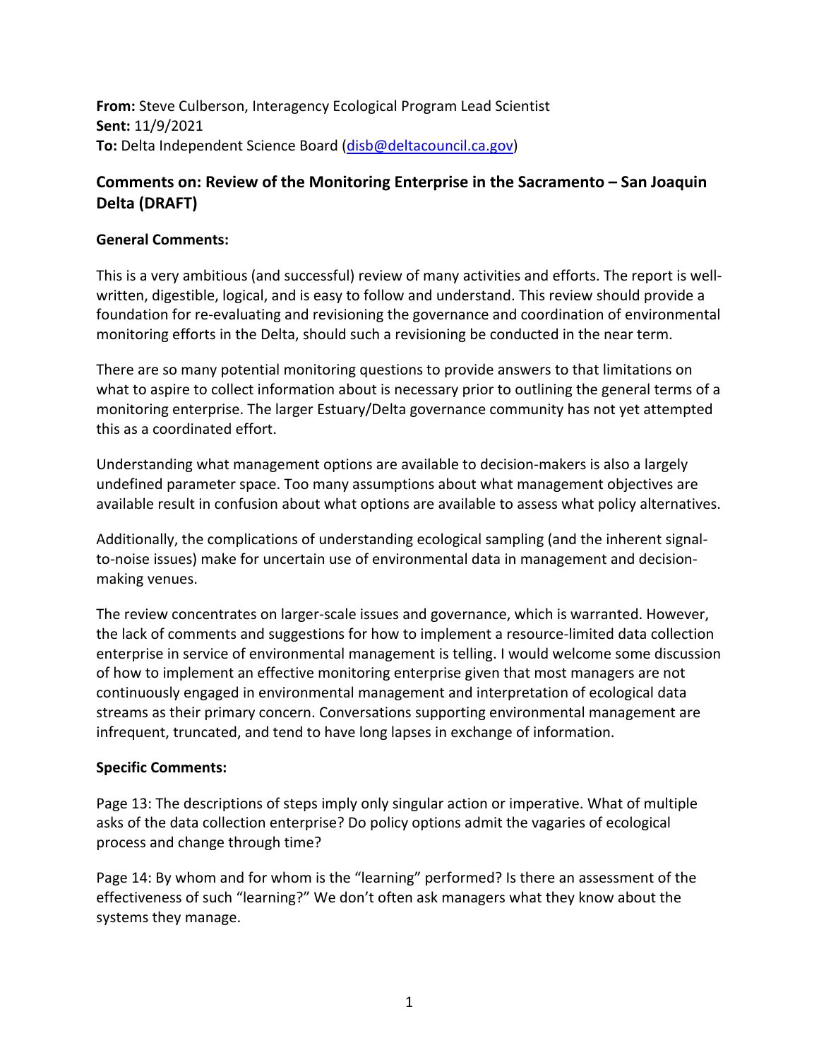**From:** Steve Culberson, Interagency Ecological Program Lead Scientist
**Sent:** 11/9/2021
**To:** Delta Independent Science Board (disb@deltacouncil.ca.gov)

## Comments on: Review of the Monitoring Enterprise in the Sacramento – San Joaquin Delta (DRAFT)

### General Comments:

This is a very ambitious (and successful) review of many activities and efforts. The report is well-written, digestible, logical, and is easy to follow and understand. This review should provide a foundation for re-evaluating and revisioning the governance and coordination of environmental monitoring efforts in the Delta, should such a revisioning be conducted in the near term.

There are so many potential monitoring questions to provide answers to that limitations on what to aspire to collect information about is necessary prior to outlining the general terms of a monitoring enterprise. The larger Estuary/Delta governance community has not yet attempted this as a coordinated effort.

Understanding what management options are available to decision-makers is also a largely undefined parameter space. Too many assumptions about what management objectives are available result in confusion about what options are available to assess what policy alternatives.

Additionally, the complications of understanding ecological sampling (and the inherent signal-to-noise issues) make for uncertain use of environmental data in management and decision-making venues.

The review concentrates on larger-scale issues and governance, which is warranted. However, the lack of comments and suggestions for how to implement a resource-limited data collection enterprise in service of environmental management is telling. I would welcome some discussion of how to implement an effective monitoring enterprise given that most managers are not continuously engaged in environmental management and interpretation of ecological data streams as their primary concern. Conversations supporting environmental management are infrequent, truncated, and tend to have long lapses in exchange of information.

### Specific Comments:

Page 13: The descriptions of steps imply only singular action or imperative. What of multiple asks of the data collection enterprise? Do policy options admit the vagaries of ecological process and change through time?

Page 14: By whom and for whom is the "learning" performed? Is there an assessment of the effectiveness of such "learning?" We don't often ask managers what they know about the systems they manage.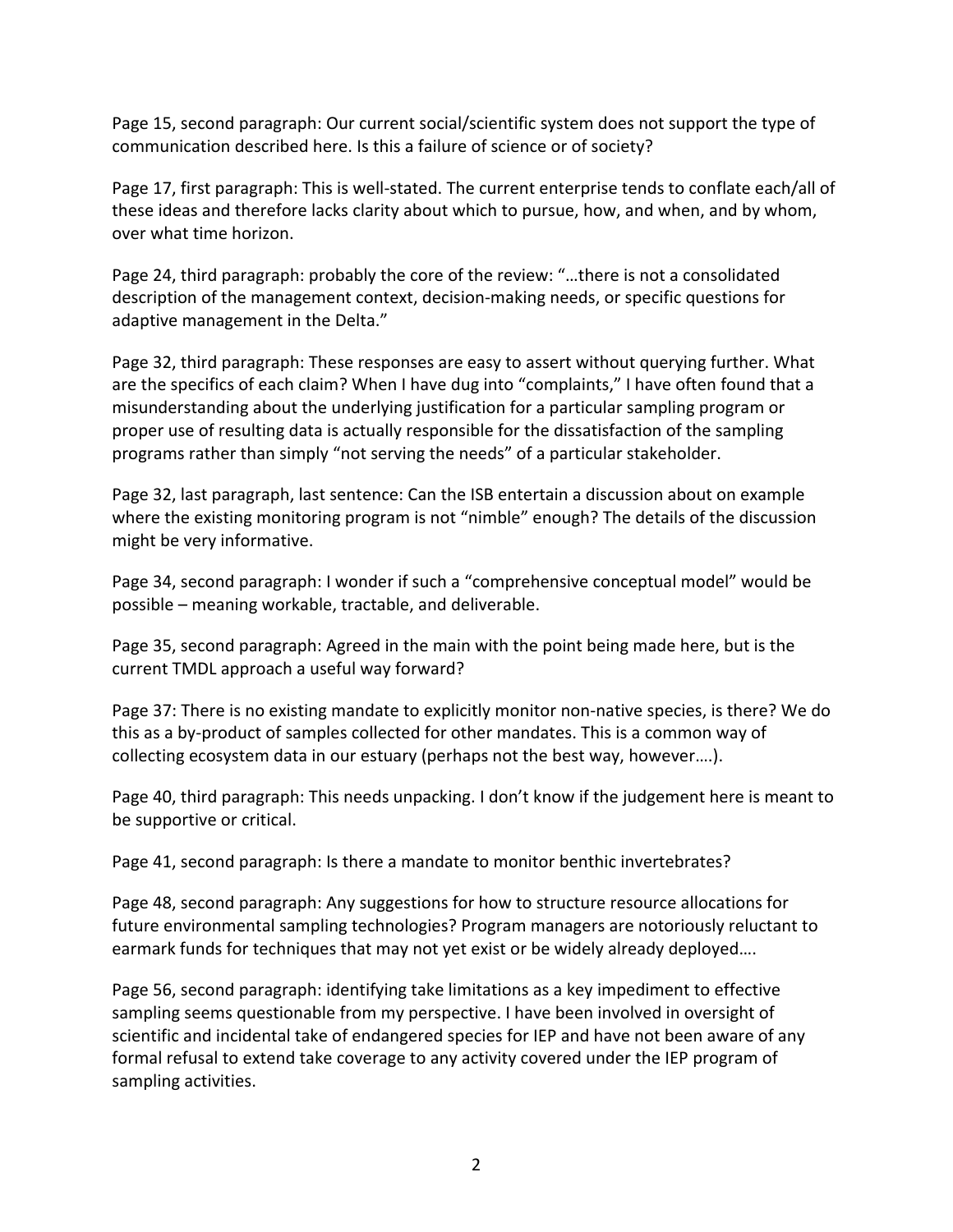Page 15, second paragraph: Our current social/scientific system does not support the type of communication described here. Is this a failure of science or of society?

Page 17, first paragraph: This is well-stated. The current enterprise tends to conflate each/all of these ideas and therefore lacks clarity about which to pursue, how, and when, and by whom, over what time horizon.

Page 24, third paragraph: probably the core of the review: "…there is not a consolidated description of the management context, decision-making needs, or specific questions for adaptive management in the Delta."

Page 32, third paragraph: These responses are easy to assert without querying further. What are the specifics of each claim? When I have dug into "complaints," I have often found that a misunderstanding about the underlying justification for a particular sampling program or proper use of resulting data is actually responsible for the dissatisfaction of the sampling programs rather than simply "not serving the needs" of a particular stakeholder.

Page 32, last paragraph, last sentence: Can the ISB entertain a discussion about on example where the existing monitoring program is not "nimble" enough? The details of the discussion might be very informative.

Page 34, second paragraph: I wonder if such a "comprehensive conceptual model" would be possible – meaning workable, tractable, and deliverable.

Page 35, second paragraph: Agreed in the main with the point being made here, but is the current TMDL approach a useful way forward?

Page 37: There is no existing mandate to explicitly monitor non-native species, is there? We do this as a by-product of samples collected for other mandates. This is a common way of collecting ecosystem data in our estuary (perhaps not the best way, however….).

Page 40, third paragraph: This needs unpacking. I don't know if the judgement here is meant to be supportive or critical.

Page 41, second paragraph: Is there a mandate to monitor benthic invertebrates?

Page 48, second paragraph: Any suggestions for how to structure resource allocations for future environmental sampling technologies? Program managers are notoriously reluctant to earmark funds for techniques that may not yet exist or be widely already deployed….

Page 56, second paragraph: identifying take limitations as a key impediment to effective sampling seems questionable from my perspective. I have been involved in oversight of scientific and incidental take of endangered species for IEP and have not been aware of any formal refusal to extend take coverage to any activity covered under the IEP program of sampling activities.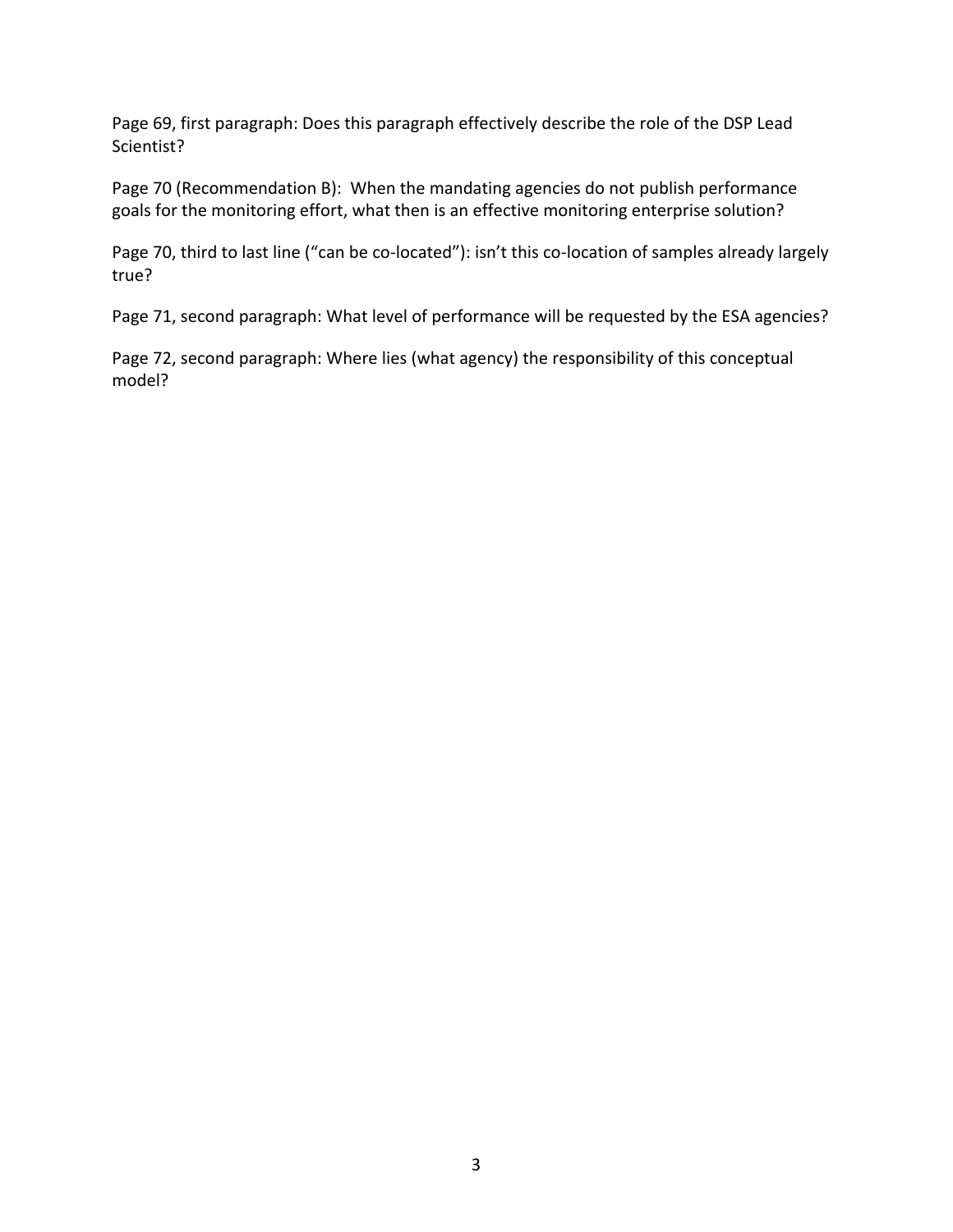Page 69, first paragraph: Does this paragraph effectively describe the role of the DSP Lead Scientist?

Page 70 (Recommendation B): When the mandating agencies do not publish performance goals for the monitoring effort, what then is an effective monitoring enterprise solution?

Page 70, third to last line ("can be co-located"): isn't this co-location of samples already largely true?

Page 71, second paragraph: What level of performance will be requested by the ESA agencies?

Page 72, second paragraph: Where lies (what agency) the responsibility of this conceptual model?